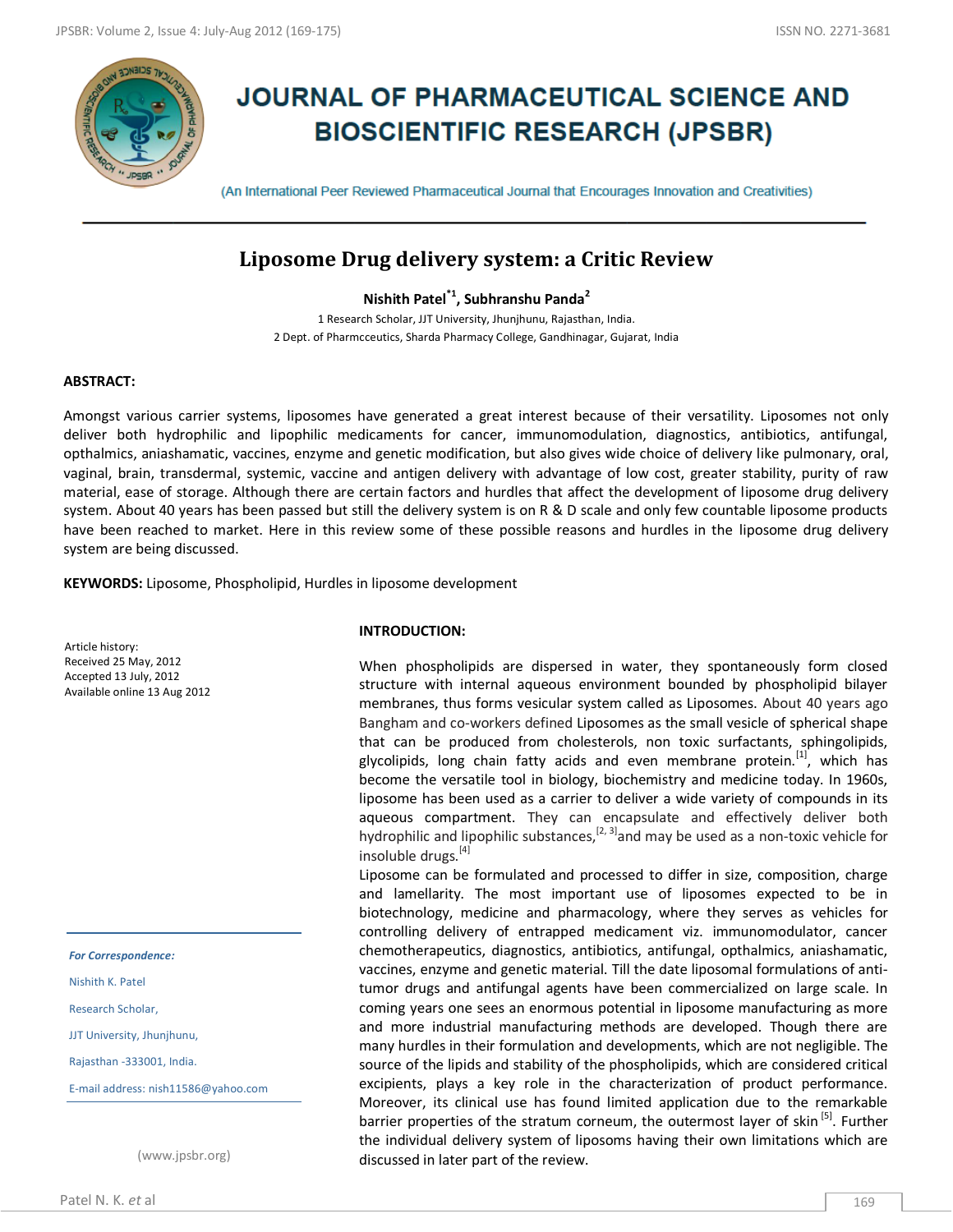# JOURNAL OF PHARMACEUTICAL SCIENCE AND BIOSCIENTIFIC RESEARCH (JPSBR)

(An International Peer Reviewed Pharmaceutical Journal that Encourages Innovation and Creativities)

## Liposome Drug delivery system: a Critic Review

**Nishith Patel*[1], Subhranshu Panda[2]**

1 Research Scholar, JJT University, Jhunjhunu, Rajasthan, India.
2 Dept. of Pharmcceutics, Sharda Pharmacy College, Gandhinagar, Gujarat, India

**ABSTRACT:**

Amongst various carrier systems, liposomes have generated a great interest because of their versatility. Liposomes not only deliver both hydrophilic and lipophilic medicaments for cancer, immunomodulation, diagnostics, antibiotics, antifungal, opthalmics, aniashamatic, vaccines, enzyme and genetic modification, but also gives wide choice of delivery like pulmonary, oral, vaginal, brain, transdermal, systemic, vaccine and antigen delivery with advantage of low cost, greater stability, purity of raw material, ease of storage. Although there are certain factors and hurdles that affect the development of liposome drug delivery system. About 40 years has been passed but still the delivery system is on R & D scale and only few countable liposome products have been reached to market. Here in this review some of these possible reasons and hurdles in the liposome drug delivery system are being discussed.

**KEYWORDS:** Liposome, Phospholipid, Hurdles in liposome development

Article history:
Received 25 May, 2012
Accepted 13 July, 2012
Available online 13 Aug 2012

*For Correspondence:*

Nishith K. Patel

Research Scholar,

JJT University, Jhunjhunu,

Rajasthan -333001, India.

E-mail address: nish11586@yahoo.com

(www.jpsbr.org)

**INTRODUCTION:**

When phospholipids are dispersed in water, they spontaneously form closed structure with internal aqueous environment bounded by phospholipid bilayer membranes, thus forms vesicular system called as Liposomes. About 40 years ago Bangham and co-workers defined Liposomes as the small vesicle of spherical shape that can be produced from cholesterols, non toxic surfactants, sphingolipids, glycolipids, long chain fatty acids and even membrane protein.[1], which has become the versatile tool in biology, biochemistry and medicine today. In 1960s, liposome has been used as a carrier to deliver a wide variety of compounds in its aqueous compartment. They can encapsulate and effectively deliver both hydrophilic and lipophilic substances,[2, 3]and may be used as a non-toxic vehicle for insoluble drugs.[4]

Liposome can be formulated and processed to differ in size, composition, charge and lamellarity. The most important use of liposomes expected to be in biotechnology, medicine and pharmacology, where they serves as vehicles for controlling delivery of entrapped medicament viz. immunomodulator, cancer chemotherapeutics, diagnostics, antibiotics, antifungal, opthalmics, aniashamatic, vaccines, enzyme and genetic material. Till the date liposomal formulations of anti-tumor drugs and antifungal agents have been commercialized on large scale. In coming years one sees an enormous potential in liposome manufacturing as more and more industrial manufacturing methods are developed. Though there are many hurdles in their formulation and developments, which are not negligible. The source of the lipids and stability of the phospholipids, which are considered critical excipients, plays a key role in the characterization of product performance. Moreover, its clinical use has found limited application due to the remarkable barrier properties of the stratum corneum, the outermost layer of skin [5]. Further the individual delivery system of liposoms having their own limitations which are discussed in later part of the review.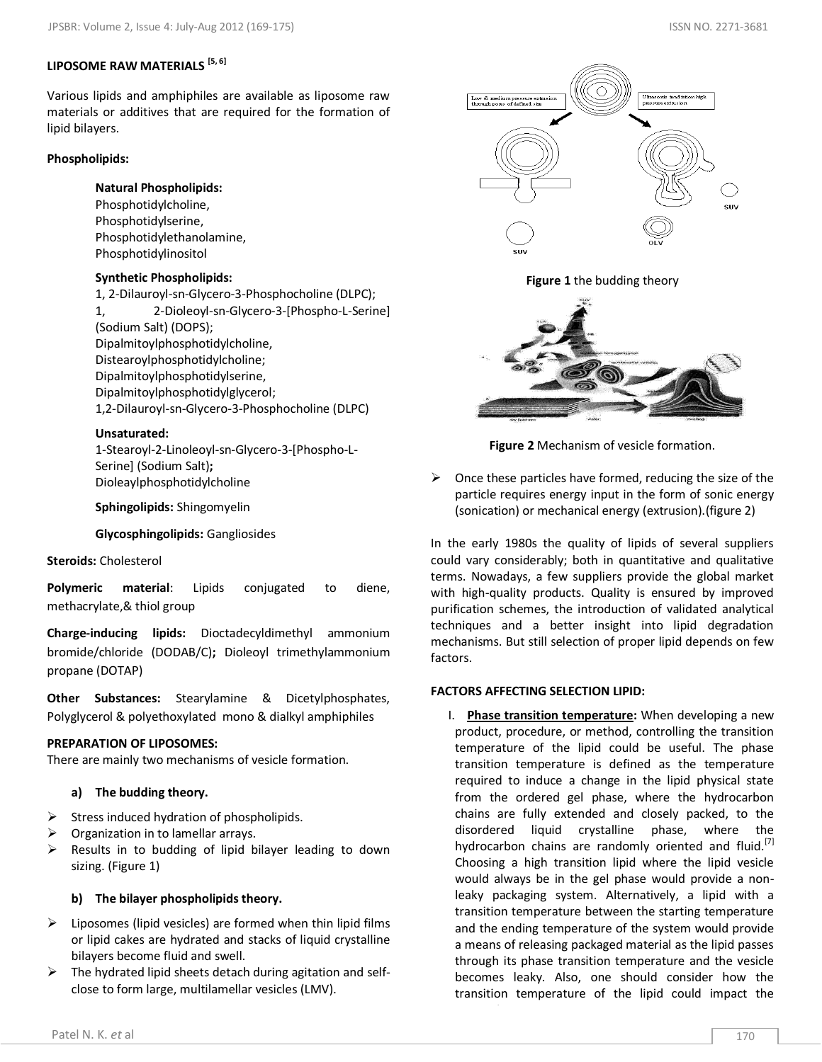## LIPOSOME RAW MATERIALS [5, 6]

Various lipids and amphiphiles are available as liposome raw materials or additives that are required for the formation of lipid bilayers.

**Phospholipids:**

**Natural Phospholipids:**
Phosphotidylcholine,
Phosphotidylserine,
Phosphotidylethanolamine,
Phosphotidylinositol

**Synthetic Phospholipids:**
1, 2-Dilauroyl-sn-Glycero-3-Phosphocholine (DLPC);
1, 2-Dioleoyl-sn-Glycero-3-[Phospho-L-Serine] (Sodium Salt) (DOPS);
Dipalmitoylphosphotidylcholine,
Distearoylphosphotidylcholine;
Dipalmitoylphosphotidylserine,
Dipalmitoylphosphotidylglycerol;
1,2-Dilauroyl-sn-Glycero-3-Phosphocholine (DLPC)

**Unsaturated:**
1-Stearoyl-2-Linoleoyl-sn-Glycero-3-[Phospho-L-Serine] (Sodium Salt)**;**
Dioleaylphosphotidylcholine

**Sphingolipids:** Shingomyelin

**Glycosphingolipids:** Gangliosides

**Steroids:** Cholesterol

**Polymeric material**: Lipids conjugated to diene, methacrylate,& thiol group

**Charge-inducing lipids:** Dioctadecyldimethyl ammonium bromide/chloride (DODAB/C)**;** Dioleoyl trimethylammonium propane (DOTAP)

**Other Substances:** Stearylamine & Dicetylphosphates, Polyglycerol & polyethoxylated mono & dialkyl amphiphiles

**PREPARATION OF LIPOSOMES:**
There are mainly two mechanisms of vesicle formation.

**a) The budding theory.**

- Stress induced hydration of phospholipids.
- Organization in to lamellar arrays.
- Results in to budding of lipid bilayer leading to down sizing. (Figure 1)

**b) The bilayer phospholipids theory.**

- Liposomes (lipid vesicles) are formed when thin lipid films or lipid cakes are hydrated and stacks of liquid crystalline bilayers become fluid and swell.
- The hydrated lipid sheets detach during agitation and self-close to form large, multilamellar vesicles (LMV).

**Figure 1** the budding theory

**Figure 2** Mechanism of vesicle formation.

- Once these particles have formed, reducing the size of the particle requires energy input in the form of sonic energy (sonication) or mechanical energy (extrusion).(figure 2)

In the early 1980s the quality of lipids of several suppliers could vary considerably; both in quantitative and qualitative terms. Nowadays, a few suppliers provide the global market with high-quality products. Quality is ensured by improved purification schemes, the introduction of validated analytical techniques and a better insight into lipid degradation mechanisms. But still selection of proper lipid depends on few factors.

**FACTORS AFFECTING SELECTION LIPID:**

I. **Phase transition temperature:** When developing a new product, procedure, or method, controlling the transition temperature of the lipid could be useful. The phase transition temperature is defined as the temperature required to induce a change in the lipid physical state from the ordered gel phase, where the hydrocarbon chains are fully extended and closely packed, to the disordered liquid crystalline phase, where the hydrocarbon chains are randomly oriented and fluid.[7] Choosing a high transition lipid where the lipid vesicle would always be in the gel phase would provide a non-leaky packaging system. Alternatively, a lipid with a transition temperature between the starting temperature and the ending temperature of the system would provide a means of releasing packaged material as the lipid passes through its phase transition temperature and the vesicle becomes leaky. Also, one should consider how the transition temperature of the lipid could impact the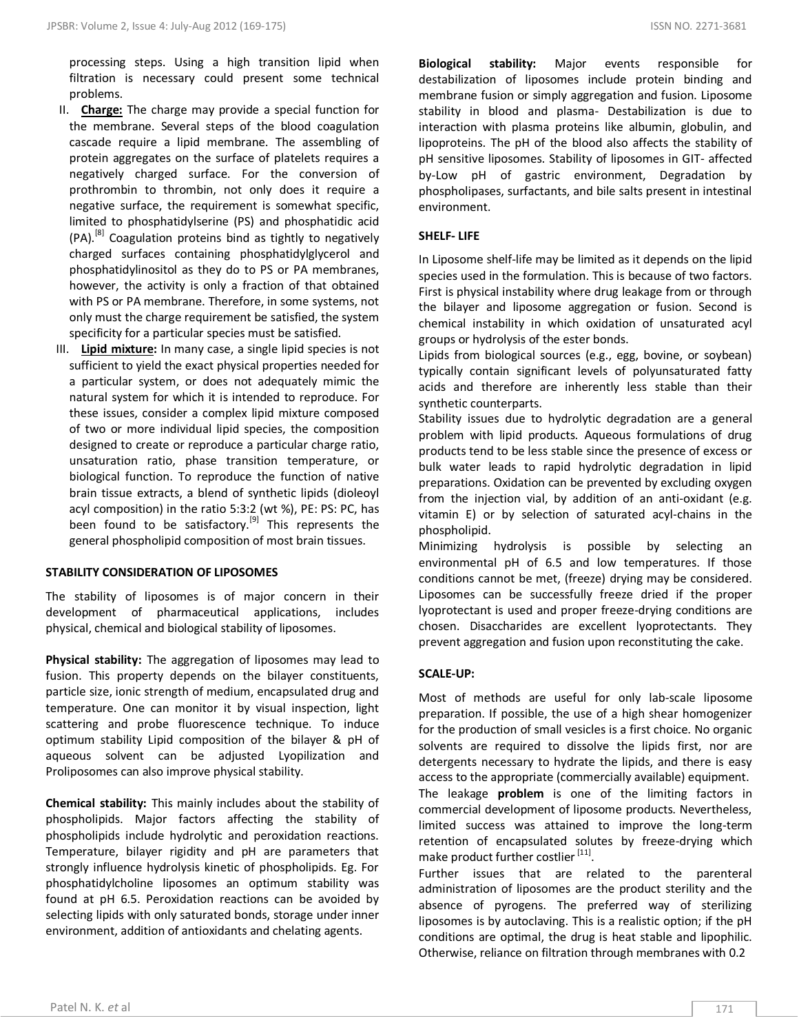processing steps. Using a high transition lipid when filtration is necessary could present some technical problems.

II. **Charge:** The charge may provide a special function for the membrane. Several steps of the blood coagulation cascade require a lipid membrane. The assembling of protein aggregates on the surface of platelets requires a negatively charged surface. For the conversion of prothrombin to thrombin, not only does it require a negative surface, the requirement is somewhat specific, limited to phosphatidylserine (PS) and phosphatidic acid (PA).[8] Coagulation proteins bind as tightly to negatively charged surfaces containing phosphatidylglycerol and phosphatidylinositol as they do to PS or PA membranes, however, the activity is only a fraction of that obtained with PS or PA membrane. Therefore, in some systems, not only must the charge requirement be satisfied, the system specificity for a particular species must be satisfied.

III. **Lipid mixture:** In many case, a single lipid species is not sufficient to yield the exact physical properties needed for a particular system, or does not adequately mimic the natural system for which it is intended to reproduce. For these issues, consider a complex lipid mixture composed of two or more individual lipid species, the composition designed to create or reproduce a particular charge ratio, unsaturation ratio, phase transition temperature, or biological function. To reproduce the function of native brain tissue extracts, a blend of synthetic lipids (dioleoyl acyl composition) in the ratio 5:3:2 (wt %), PE: PS: PC, has been found to be satisfactory.[9] This represents the general phospholipid composition of most brain tissues.

## STABILITY CONSIDERATION OF LIPOSOMES

The stability of liposomes is of major concern in their development of pharmaceutical applications, includes physical, chemical and biological stability of liposomes.

**Physical stability:** The aggregation of liposomes may lead to fusion. This property depends on the bilayer constituents, particle size, ionic strength of medium, encapsulated drug and temperature. One can monitor it by visual inspection, light scattering and probe fluorescence technique. To induce optimum stability Lipid composition of the bilayer & pH of aqueous solvent can be adjusted Lyopilization and Proliposomes can also improve physical stability.

**Chemical stability:** This mainly includes about the stability of phospholipids. Major factors affecting the stability of phospholipids include hydrolytic and peroxidation reactions. Temperature, bilayer rigidity and pH are parameters that strongly influence hydrolysis kinetic of phospholipids. Eg. For phosphatidylcholine liposomes an optimum stability was found at pH 6.5. Peroxidation reactions can be avoided by selecting lipids with only saturated bonds, storage under inner environment, addition of antioxidants and chelating agents.

**Biological stability:** Major events responsible for destabilization of liposomes include protein binding and membrane fusion or simply aggregation and fusion. Liposome stability in blood and plasma- Destabilization is due to interaction with plasma proteins like albumin, globulin, and lipoproteins. The pH of the blood also affects the stability of pH sensitive liposomes. Stability of liposomes in GIT- affected by-Low pH of gastric environment, Degradation by phospholipases, surfactants, and bile salts present in intestinal environment.

## SHELF- LIFE

In Liposome shelf-life may be limited as it depends on the lipid species used in the formulation. This is because of two factors. First is physical instability where drug leakage from or through the bilayer and liposome aggregation or fusion. Second is chemical instability in which oxidation of unsaturated acyl groups or hydrolysis of the ester bonds.

Lipids from biological sources (e.g., egg, bovine, or soybean) typically contain significant levels of polyunsaturated fatty acids and therefore are inherently less stable than their synthetic counterparts.

Stability issues due to hydrolytic degradation are a general problem with lipid products. Aqueous formulations of drug products tend to be less stable since the presence of excess or bulk water leads to rapid hydrolytic degradation in lipid preparations. Oxidation can be prevented by excluding oxygen from the injection vial, by addition of an anti-oxidant (e.g. vitamin E) or by selection of saturated acyl-chains in the phospholipid.

Minimizing hydrolysis is possible by selecting an environmental pH of 6.5 and low temperatures. If those conditions cannot be met, (freeze) drying may be considered. Liposomes can be successfully freeze dried if the proper lyoprotectant is used and proper freeze-drying conditions are chosen. Disaccharides are excellent lyoprotectants. They prevent aggregation and fusion upon reconstituting the cake.

## SCALE-UP:

Most of methods are useful for only lab-scale liposome preparation. If possible, the use of a high shear homogenizer for the production of small vesicles is a first choice. No organic solvents are required to dissolve the lipids first, nor are detergents necessary to hydrate the lipids, and there is easy access to the appropriate (commercially available) equipment.

The leakage **problem** is one of the limiting factors in commercial development of liposome products. Nevertheless, limited success was attained to improve the long-term retention of encapsulated solutes by freeze-drying which make product further costlier [11].

Further issues that are related to the parenteral administration of liposomes are the product sterility and the absence of pyrogens. The preferred way of sterilizing liposomes is by autoclaving. This is a realistic option; if the pH conditions are optimal, the drug is heat stable and lipophilic. Otherwise, reliance on filtration through membranes with 0.2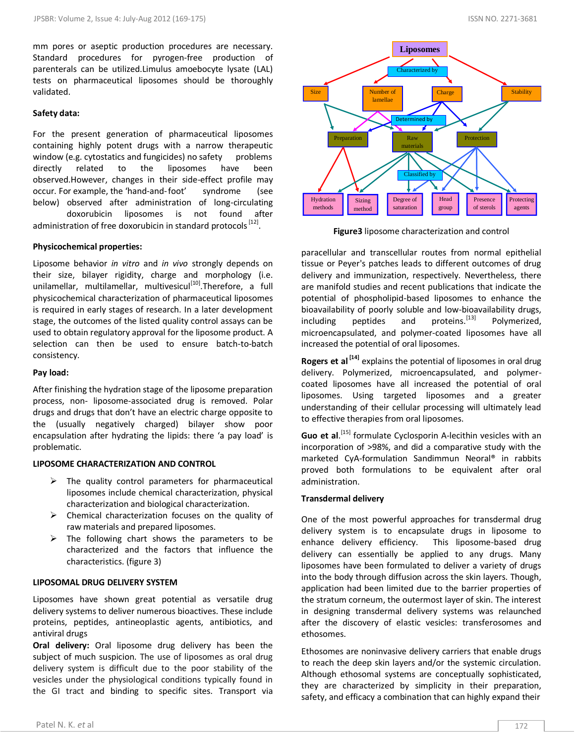mm pores or aseptic production procedures are necessary. Standard procedures for pyrogen-free production of parenterals can be utilized.Limulus amoebocyte lysate (LAL) tests on pharmaceutical liposomes should be thoroughly validated.

**Safety data:**

For the present generation of pharmaceutical liposomes containing highly potent drugs with a narrow therapeutic window (e.g. cytostatics and fungicides) no safety problems directly related to the liposomes have been observed.However, changes in their side-effect profile may occur. For example, the 'hand-and-foot' syndrome (see below) observed after administration of long-circulating doxorubicin liposomes is not found after administration of free doxorubicin in standard protocols [12].

**Physicochemical properties:**

Liposome behavior *in vitro* and *in vivo* strongly depends on their size, bilayer rigidity, charge and morphology (i.e. unilamellar, multilamellar, multivesicul[10].Therefore, a full physicochemical characterization of pharmaceutical liposomes is required in early stages of research. In a later development stage, the outcomes of the listed quality control assays can be used to obtain regulatory approval for the liposome product. A selection can then be used to ensure batch-to-batch consistency.

**Pay load:**

After finishing the hydration stage of the liposome preparation process, non- liposome-associated drug is removed. Polar drugs and drugs that don't have an electric charge opposite to the (usually negatively charged) bilayer show poor encapsulation after hydrating the lipids: there 'a pay load' is problematic.

**LIPOSOME CHARACTERIZATION AND CONTROL**

- The quality control parameters for pharmaceutical liposomes include chemical characterization, physical characterization and biological characterization.
- Chemical characterization focuses on the quality of raw materials and prepared liposomes.
- The following chart shows the parameters to be characterized and the factors that influence the characteristics. (figure 3)

**Figure3** liposome characterization and control

**LIPOSOMAL DRUG DELIVERY SYSTEM**

Liposomes have shown great potential as versatile drug delivery systems to deliver numerous bioactives. These include proteins, peptides, antineoplastic agents, antibiotics, and antiviral drugs

**Oral delivery:** Oral liposome drug delivery has been the subject of much suspicion. The use of liposomes as oral drug delivery system is difficult due to the poor stability of the vesicles under the physiological conditions typically found in the GI tract and binding to specific sites. Transport via paracellular and transcellular routes from normal epithelial tissue or Peyer's patches leads to different outcomes of drug delivery and immunization, respectively. Nevertheless, there are manifold studies and recent publications that indicate the potential of phospholipid-based liposomes to enhance the bioavailability of poorly soluble and low-bioavailability drugs, including peptides and proteins.[13] Polymerized, microencapsulated, and polymer-coated liposomes have all increased the potential of oral liposomes.

**Rogers et al** [14] explains the potential of liposomes in oral drug delivery. Polymerized, microencapsulated, and polymer-coated liposomes have all increased the potential of oral liposomes. Using targeted liposomes and a greater understanding of their cellular processing will ultimately lead to effective therapies from oral liposomes.

**Guo et al**.[15] formulate Cyclosporin A-lecithin vesicles with an incorporation of >98%, and did a comparative study with the marketed CyA-formulation Sandimmun Neoral® in rabbits proved both formulations to be equivalent after oral administration.

**Transdermal delivery**

One of the most powerful approaches for transdermal drug delivery system is to encapsulate drugs in liposome to enhance delivery efficiency. This liposome-based drug delivery can essentially be applied to any drugs. Many liposomes have been formulated to deliver a variety of drugs into the body through diffusion across the skin layers. Though, application had been limited due to the barrier properties of the stratum corneum, the outermost layer of skin. The interest in designing transdermal delivery systems was relaunched after the discovery of elastic vesicles: transferosomes and ethosomes.

Ethosomes are noninvasive delivery carriers that enable drugs to reach the deep skin layers and/or the systemic circulation. Although ethosomal systems are conceptually sophisticated, they are characterized by simplicity in their preparation, safety, and efficacy a combination that can highly expand their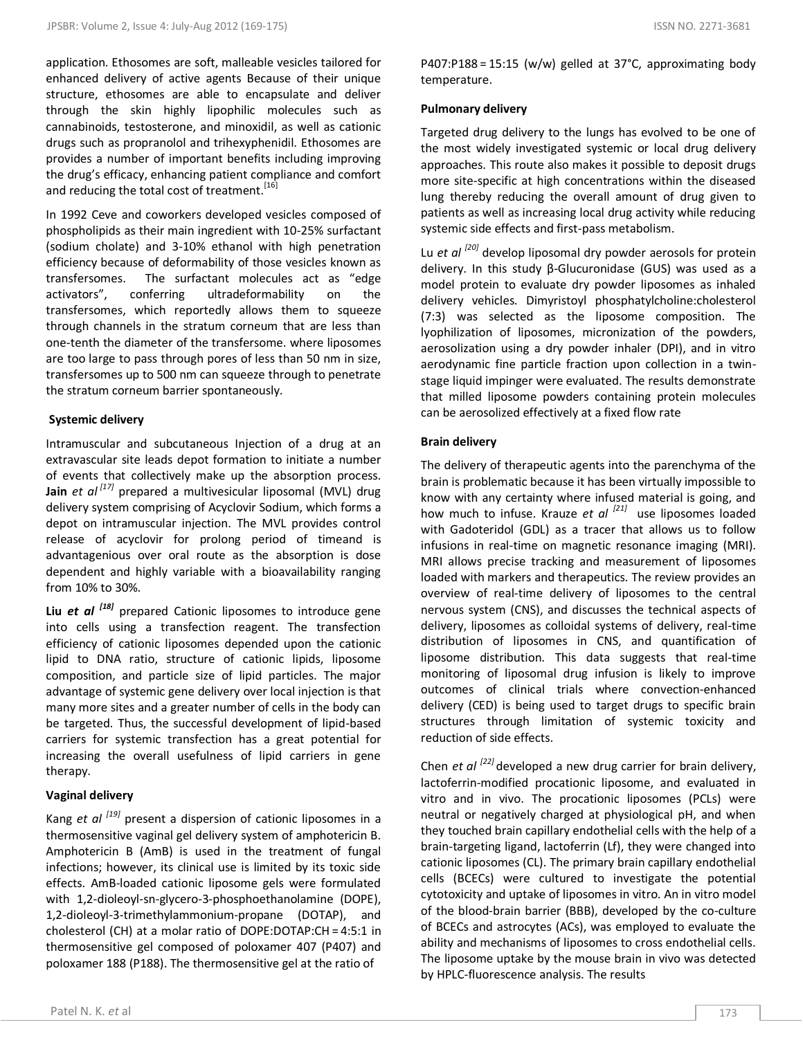application. Ethosomes are soft, malleable vesicles tailored for enhanced delivery of active agents Because of their unique structure, ethosomes are able to encapsulate and deliver through the skin highly lipophilic molecules such as cannabinoids, testosterone, and minoxidil, as well as cationic drugs such as propranolol and trihexyphenidil. Ethosomes are provides a number of important benefits including improving the drug's efficacy, enhancing patient compliance and comfort and reducing the total cost of treatment.[16]

In 1992 Ceve and coworkers developed vesicles composed of phospholipids as their main ingredient with 10-25% surfactant (sodium cholate) and 3-10% ethanol with high penetration efficiency because of deformability of those vesicles known as transfersomes. The surfactant molecules act as "edge activators", conferring ultradeformability on the transfersomes, which reportedly allows them to squeeze through channels in the stratum corneum that are less than one-tenth the diameter of the transfersome. where liposomes are too large to pass through pores of less than 50 nm in size, transfersomes up to 500 nm can squeeze through to penetrate the stratum corneum barrier spontaneously.

### Systemic delivery

Intramuscular and subcutaneous Injection of a drug at an extravascular site leads depot formation to initiate a number of events that collectively make up the absorption process. **Jain** *et al* [17] prepared a multivesicular liposomal (MVL) drug delivery system comprising of Acyclovir Sodium, which forms a depot on intramuscular injection. The MVL provides control release of acyclovir for prolong period of timeand is advantagenious over oral route as the absorption is dose dependent and highly variable with a bioavailability ranging from 10% to 30%.

**Liu** ***et al*** [18] prepared Cationic liposomes to introduce gene into cells using a transfection reagent. The transfection efficiency of cationic liposomes depended upon the cationic lipid to DNA ratio, structure of cationic lipids, liposome composition, and particle size of lipid particles. The major advantage of systemic gene delivery over local injection is that many more sites and a greater number of cells in the body can be targeted. Thus, the successful development of lipid-based carriers for systemic transfection has a great potential for increasing the overall usefulness of lipid carriers in gene therapy.

### Vaginal delivery

Kang *et al* [19] present a dispersion of cationic liposomes in a thermosensitive vaginal gel delivery system of amphotericin B. Amphotericin B (AmB) is used in the treatment of fungal infections; however, its clinical use is limited by its toxic side effects. AmB-loaded cationic liposome gels were formulated with 1,2-dioleoyl-sn-glycero-3-phosphoethanolamine (DOPE), 1,2-dioleoyl-3-trimethylammonium-propane (DOTAP), and cholesterol (CH) at a molar ratio of DOPE:DOTAP:CH = 4:5:1 in thermosensitive gel composed of poloxamer 407 (P407) and poloxamer 188 (P188). The thermosensitive gel at the ratio of P407:P188 = 15:15 (w/w) gelled at 37°C, approximating body temperature.

### Pulmonary delivery

Targeted drug delivery to the lungs has evolved to be one of the most widely investigated systemic or local drug delivery approaches. This route also makes it possible to deposit drugs more site-specific at high concentrations within the diseased lung thereby reducing the overall amount of drug given to patients as well as increasing local drug activity while reducing systemic side effects and first-pass metabolism.

Lu *et al* [20] develop liposomal dry powder aerosols for protein delivery. In this study β-Glucuronidase (GUS) was used as a model protein to evaluate dry powder liposomes as inhaled delivery vehicles. Dimyristoyl phosphatylcholine:cholesterol (7:3) was selected as the liposome composition. The lyophilization of liposomes, micronization of the powders, aerosolization using a dry powder inhaler (DPI), and in vitro aerodynamic fine particle fraction upon collection in a twin-stage liquid impinger were evaluated. The results demonstrate that milled liposome powders containing protein molecules can be aerosolized effectively at a fixed flow rate

### Brain delivery

The delivery of therapeutic agents into the parenchyma of the brain is problematic because it has been virtually impossible to know with any certainty where infused material is going, and how much to infuse. Krauze *et al* [21] use liposomes loaded with Gadoteridol (GDL) as a tracer that allows us to follow infusions in real-time on magnetic resonance imaging (MRI). MRI allows precise tracking and measurement of liposomes loaded with markers and therapeutics. The review provides an overview of real-time delivery of liposomes to the central nervous system (CNS), and discusses the technical aspects of delivery, liposomes as colloidal systems of delivery, real-time distribution of liposomes in CNS, and quantification of liposome distribution. This data suggests that real-time monitoring of liposomal drug infusion is likely to improve outcomes of clinical trials where convection-enhanced delivery (CED) is being used to target drugs to specific brain structures through limitation of systemic toxicity and reduction of side effects.

Chen *et al* [22] developed a new drug carrier for brain delivery, lactoferrin-modified procationic liposome, and evaluated in vitro and in vivo. The procationic liposomes (PCLs) were neutral or negatively charged at physiological pH, and when they touched brain capillary endothelial cells with the help of a brain-targeting ligand, lactoferrin (Lf), they were changed into cationic liposomes (CL). The primary brain capillary endothelial cells (BCECs) were cultured to investigate the potential cytotoxicity and uptake of liposomes in vitro. An in vitro model of the blood-brain barrier (BBB), developed by the co-culture of BCECs and astrocytes (ACs), was employed to evaluate the ability and mechanisms of liposomes to cross endothelial cells. The liposome uptake by the mouse brain in vivo was detected by HPLC-fluorescence analysis. The results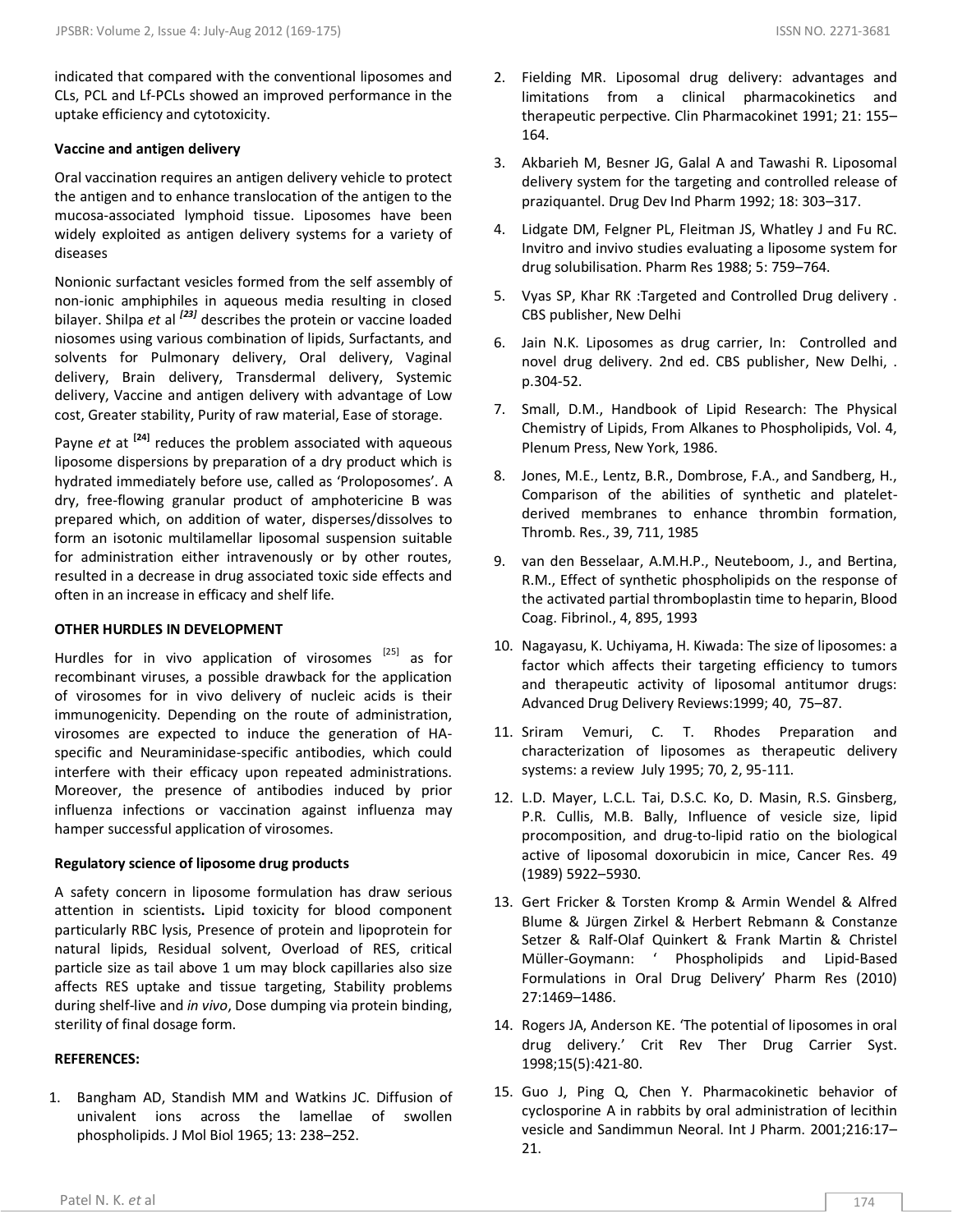indicated that compared with the conventional liposomes and CLs, PCL and Lf-PCLs showed an improved performance in the uptake efficiency and cytotoxicity.

**Vaccine and antigen delivery**

Oral vaccination requires an antigen delivery vehicle to protect the antigen and to enhance translocation of the antigen to the mucosa-associated lymphoid tissue. Liposomes have been widely exploited as antigen delivery systems for a variety of diseases

Nonionic surfactant vesicles formed from the self assembly of non-ionic amphiphiles in aqueous media resulting in closed bilayer. Shilpa *et* al *[23]* describes the protein or vaccine loaded niosomes using various combination of lipids, Surfactants, and solvents for Pulmonary delivery, Oral delivery, Vaginal delivery, Brain delivery, Transdermal delivery, Systemic delivery, Vaccine and antigen delivery with advantage of Low cost, Greater stability, Purity of raw material, Ease of storage.

Payne *et* at **[24]** reduces the problem associated with aqueous liposome dispersions by preparation of a dry product which is hydrated immediately before use, called as 'Proloposomes'. A dry, free-flowing granular product of amphotericine B was prepared which, on addition of water, disperses/dissolves to form an isotonic multilamellar liposomal suspension suitable for administration either intravenously or by other routes, resulted in a decrease in drug associated toxic side effects and often in an increase in efficacy and shelf life.

**OTHER HURDLES IN DEVELOPMENT**

Hurdles for in vivo application of virosomes [25] as for recombinant viruses, a possible drawback for the application of virosomes for in vivo delivery of nucleic acids is their immunogenicity. Depending on the route of administration, virosomes are expected to induce the generation of HA-specific and Neuraminidase-specific antibodies, which could interfere with their efficacy upon repeated administrations. Moreover, the presence of antibodies induced by prior influenza infections or vaccination against influenza may hamper successful application of virosomes.

**Regulatory science of liposome drug products**

A safety concern in liposome formulation has draw serious attention in scientists**.** Lipid toxicity for blood component particularly RBC lysis, Presence of protein and lipoprotein for natural lipids, Residual solvent, Overload of RES, critical particle size as tail above 1 um may block capillaries also size affects RES uptake and tissue targeting, Stability problems during shelf-live and *in vivo*, Dose dumping via protein binding, sterility of final dosage form.

**REFERENCES:**

1. Bangham AD, Standish MM and Watkins JC. Diffusion of univalent ions across the lamellae of swollen phospholipids. J Mol Biol 1965; 13: 238–252.
2. Fielding MR. Liposomal drug delivery: advantages and limitations from a clinical pharmacokinetics and therapeutic perpective. Clin Pharmacokinet 1991; 21: 155–164.
3. Akbarieh M, Besner JG, Galal A and Tawashi R. Liposomal delivery system for the targeting and controlled release of praziquantel. Drug Dev Ind Pharm 1992; 18: 303–317.
4. Lidgate DM, Felgner PL, Fleitman JS, Whatley J and Fu RC. Invitro and invivo studies evaluating a liposome system for drug solubilisation. Pharm Res 1988; 5: 759–764.
5. Vyas SP, Khar RK :Targeted and Controlled Drug delivery . CBS publisher, New Delhi
6. Jain N.K. Liposomes as drug carrier, In: Controlled and novel drug delivery. 2nd ed. CBS publisher, New Delhi, . p.304-52.
7. Small, D.M., Handbook of Lipid Research: The Physical Chemistry of Lipids, From Alkanes to Phospholipids, Vol. 4, Plenum Press, New York, 1986.
8. Jones, M.E., Lentz, B.R., Dombrose, F.A., and Sandberg, H., Comparison of the abilities of synthetic and platelet-derived membranes to enhance thrombin formation, Thromb. Res., 39, 711, 1985
9. van den Besselaar, A.M.H.P., Neuteboom, J., and Bertina, R.M., Effect of synthetic phospholipids on the response of the activated partial thromboplastin time to heparin, Blood Coag. Fibrinol., 4, 895, 1993
10. Nagayasu, K. Uchiyama, H. Kiwada: The size of liposomes: a factor which affects their targeting efficiency to tumors and therapeutic activity of liposomal antitumor drugs: Advanced Drug Delivery Reviews:1999; 40, 75–87.
11. Sriram Vemuri, C. T. Rhodes Preparation and characterization of liposomes as therapeutic delivery systems: a review July 1995; 70, 2, 95-111.
12. L.D. Mayer, L.C.L. Tai, D.S.C. Ko, D. Masin, R.S. Ginsberg, P.R. Cullis, M.B. Bally, Influence of vesicle size, lipid procomposition, and drug-to-lipid ratio on the biological active of liposomal doxorubicin in mice, Cancer Res. 49 (1989) 5922–5930.
13. Gert Fricker & Torsten Kromp & Armin Wendel & Alfred Blume & Jürgen Zirkel & Herbert Rebmann & Constanze Setzer & Ralf-Olaf Quinkert & Frank Martin & Christel Müller-Goymann: ' Phospholipids and Lipid-Based Formulations in Oral Drug Delivery' Pharm Res (2010) 27:1469–1486.
14. Rogers JA, Anderson KE. 'The potential of liposomes in oral drug delivery.' Crit Rev Ther Drug Carrier Syst. 1998;15(5):421-80.
15. Guo J, Ping Q, Chen Y. Pharmacokinetic behavior of cyclosporine A in rabbits by oral administration of lecithin vesicle and Sandimmun Neoral. Int J Pharm. 2001;216:17–21.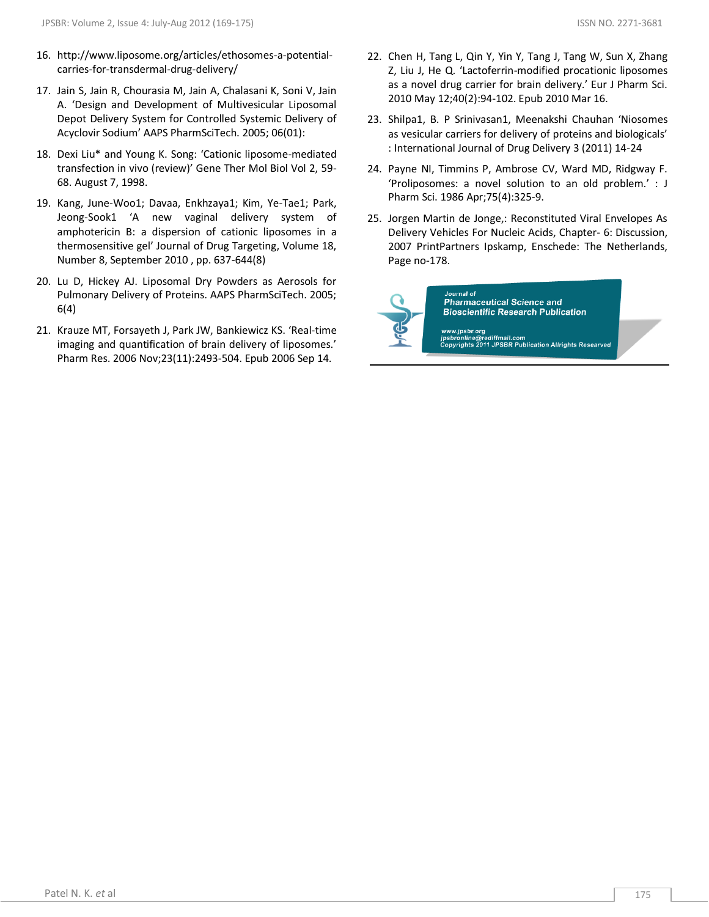16. http://www.liposome.org/articles/ethosomes-a-potential-carries-for-transdermal-drug-delivery/
17. Jain S, Jain R, Chourasia M, Jain A, Chalasani K, Soni V, Jain A. 'Design and Development of Multivesicular Liposomal Depot Delivery System for Controlled Systemic Delivery of Acyclovir Sodium' AAPS PharmSciTech. 2005; 06(01):
18. Dexi Liu* and Young K. Song: 'Cationic liposome-mediated transfection in vivo (review)' Gene Ther Mol Biol Vol 2, 59-68. August 7, 1998.
19. Kang, June-Woo1; Davaa, Enkhzaya1; Kim, Ye-Tae1; Park, Jeong-Sook1 'A new vaginal delivery system of amphotericin B: a dispersion of cationic liposomes in a thermosensitive gel' Journal of Drug Targeting, Volume 18, Number 8, September 2010 , pp. 637-644(8)
20. Lu D, Hickey AJ. Liposomal Dry Powders as Aerosols for Pulmonary Delivery of Proteins. AAPS PharmSciTech. 2005; 6(4)
21. Krauze MT, Forsayeth J, Park JW, Bankiewicz KS. 'Real-time imaging and quantification of brain delivery of liposomes.' Pharm Res. 2006 Nov;23(11):2493-504. Epub 2006 Sep 14.
22. Chen H, Tang L, Qin Y, Yin Y, Tang J, Tang W, Sun X, Zhang Z, Liu J, He Q. 'Lactoferrin-modified procationic liposomes as a novel drug carrier for brain delivery.' Eur J Pharm Sci. 2010 May 12;40(2):94-102. Epub 2010 Mar 16.
23. Shilpa1, B. P Srinivasan1, Meenakshi Chauhan 'Niosomes as vesicular carriers for delivery of proteins and biologicals' : International Journal of Drug Delivery 3 (2011) 14-24
24. Payne NI, Timmins P, Ambrose CV, Ward MD, Ridgway F. 'Proliposomes: a novel solution to an old problem.' : J Pharm Sci. 1986 Apr;75(4):325-9.
25. Jorgen Martin de Jonge,: Reconstituted Viral Envelopes As Delivery Vehicles For Nucleic Acids, Chapter- 6: Discussion, 2007 PrintPartners Ipskamp, Enschede: The Netherlands, Page no-178.

Journal of
**Pharmaceutical Science and Bioscientific Research Publication**
www.jpsbr.org
jpsbronline@rediffmail.com
Copyrights 2011 JPSBR Publication Allrights Researved